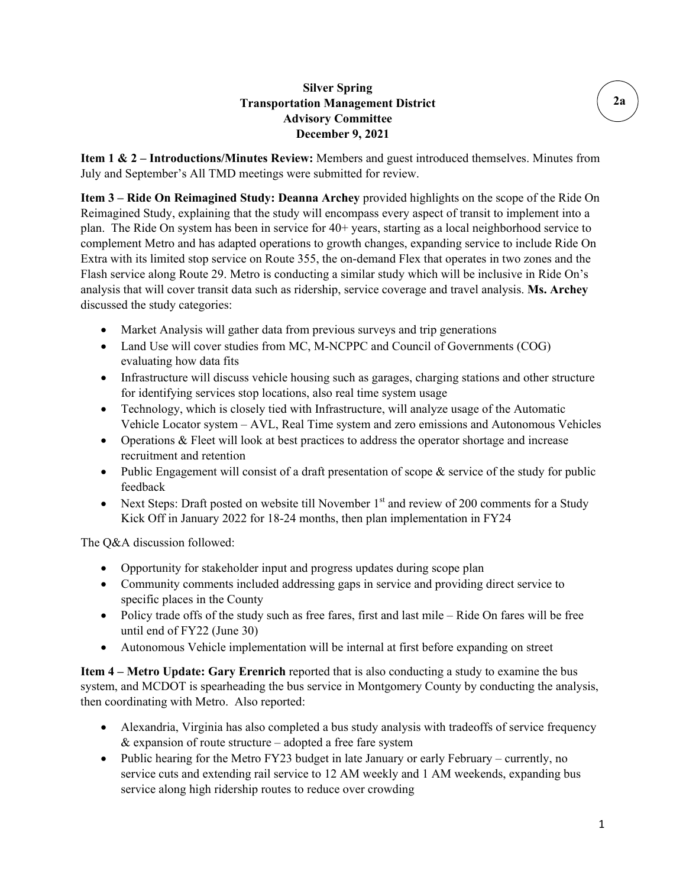# Silver Spring
## Transportation Management District
## Advisory Committee
## December 9, 2021

2a

**Item 1 & 2 – Introductions/Minutes Review:** Members and guest introduced themselves. Minutes from July and September's All TMD meetings were submitted for review.

**Item 3 – Ride On Reimagined Study: Deanna Archey** provided highlights on the scope of the Ride On Reimagined Study, explaining that the study will encompass every aspect of transit to implement into a plan. The Ride On system has been in service for 40+ years, starting as a local neighborhood service to complement Metro and has adapted operations to growth changes, expanding service to include Ride On Extra with its limited stop service on Route 355, the on-demand Flex that operates in two zones and the Flash service along Route 29. Metro is conducting a similar study which will be inclusive in Ride On's analysis that will cover transit data such as ridership, service coverage and travel analysis. **Ms. Archey** discussed the study categories:

- Market Analysis will gather data from previous surveys and trip generations
- Land Use will cover studies from MC, M-NCPPC and Council of Governments (COG) evaluating how data fits
- Infrastructure will discuss vehicle housing such as garages, charging stations and other structure for identifying services stop locations, also real time system usage
- Technology, which is closely tied with Infrastructure, will analyze usage of the Automatic Vehicle Locator system – AVL, Real Time system and zero emissions and Autonomous Vehicles
- Operations & Fleet will look at best practices to address the operator shortage and increase recruitment and retention
- Public Engagement will consist of a draft presentation of scope & service of the study for public feedback
- Next Steps: Draft posted on website till November 1st and review of 200 comments for a Study Kick Off in January 2022 for 18-24 months, then plan implementation in FY24

The Q&A discussion followed:

- Opportunity for stakeholder input and progress updates during scope plan
- Community comments included addressing gaps in service and providing direct service to specific places in the County
- Policy trade offs of the study such as free fares, first and last mile – Ride On fares will be free until end of FY22 (June 30)
- Autonomous Vehicle implementation will be internal at first before expanding on street

**Item 4 – Metro Update: Gary Erenrich** reported that is also conducting a study to examine the bus system, and MCDOT is spearheading the bus service in Montgomery County by conducting the analysis, then coordinating with Metro. Also reported:

- Alexandria, Virginia has also completed a bus study analysis with tradeoffs of service frequency & expansion of route structure – adopted a free fare system
- Public hearing for the Metro FY23 budget in late January or early February – currently, no service cuts and extending rail service to 12 AM weekly and 1 AM weekends, expanding bus service along high ridership routes to reduce over crowding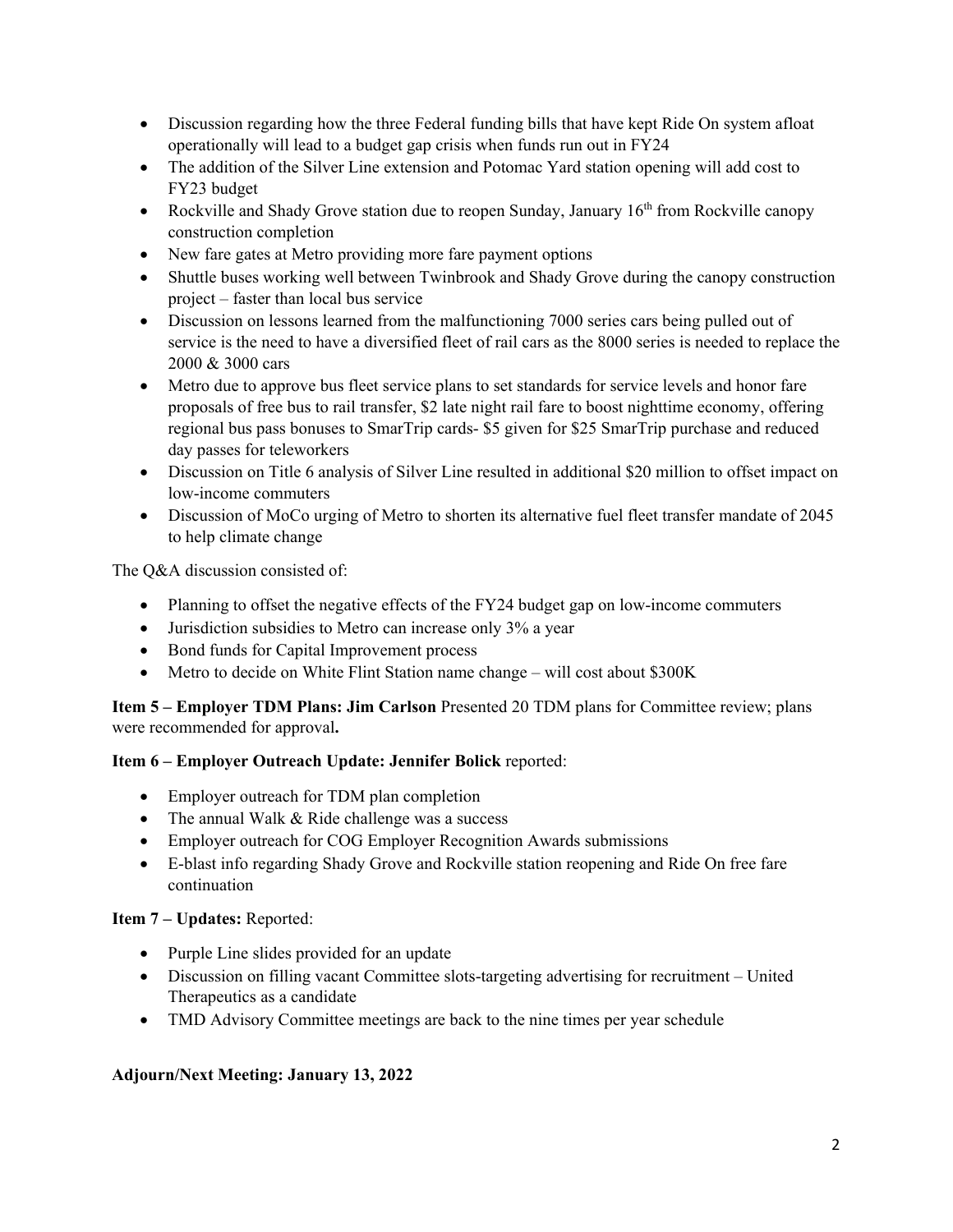- Discussion regarding how the three Federal funding bills that have kept Ride On system afloat operationally will lead to a budget gap crisis when funds run out in FY24
- The addition of the Silver Line extension and Potomac Yard station opening will add cost to FY23 budget
- Rockville and Shady Grove station due to reopen Sunday, January 16th from Rockville canopy construction completion
- New fare gates at Metro providing more fare payment options
- Shuttle buses working well between Twinbrook and Shady Grove during the canopy construction project – faster than local bus service
- Discussion on lessons learned from the malfunctioning 7000 series cars being pulled out of service is the need to have a diversified fleet of rail cars as the 8000 series is needed to replace the 2000 & 3000 cars
- Metro due to approve bus fleet service plans to set standards for service levels and honor fare proposals of free bus to rail transfer, $2 late night rail fare to boost nighttime economy, offering regional bus pass bonuses to SmarTrip cards- $5 given for $25 SmarTrip purchase and reduced day passes for teleworkers
- Discussion on Title 6 analysis of Silver Line resulted in additional $20 million to offset impact on low-income commuters
- Discussion of MoCo urging of Metro to shorten its alternative fuel fleet transfer mandate of 2045 to help climate change

The Q&A discussion consisted of:

- Planning to offset the negative effects of the FY24 budget gap on low-income commuters
- Jurisdiction subsidies to Metro can increase only 3% a year
- Bond funds for Capital Improvement process
- Metro to decide on White Flint Station name change – will cost about $300K

**Item 5 – Employer TDM Plans: Jim Carlson** Presented 20 TDM plans for Committee review; plans were recommended for approval**.**

**Item 6 – Employer Outreach Update: Jennifer Bolick** reported:

- Employer outreach for TDM plan completion
- The annual Walk & Ride challenge was a success
- Employer outreach for COG Employer Recognition Awards submissions
- E-blast info regarding Shady Grove and Rockville station reopening and Ride On free fare continuation

**Item 7 – Updates:** Reported:

- Purple Line slides provided for an update
- Discussion on filling vacant Committee slots-targeting advertising for recruitment – United Therapeutics as a candidate
- TMD Advisory Committee meetings are back to the nine times per year schedule

**Adjourn/Next Meeting: January 13, 2022**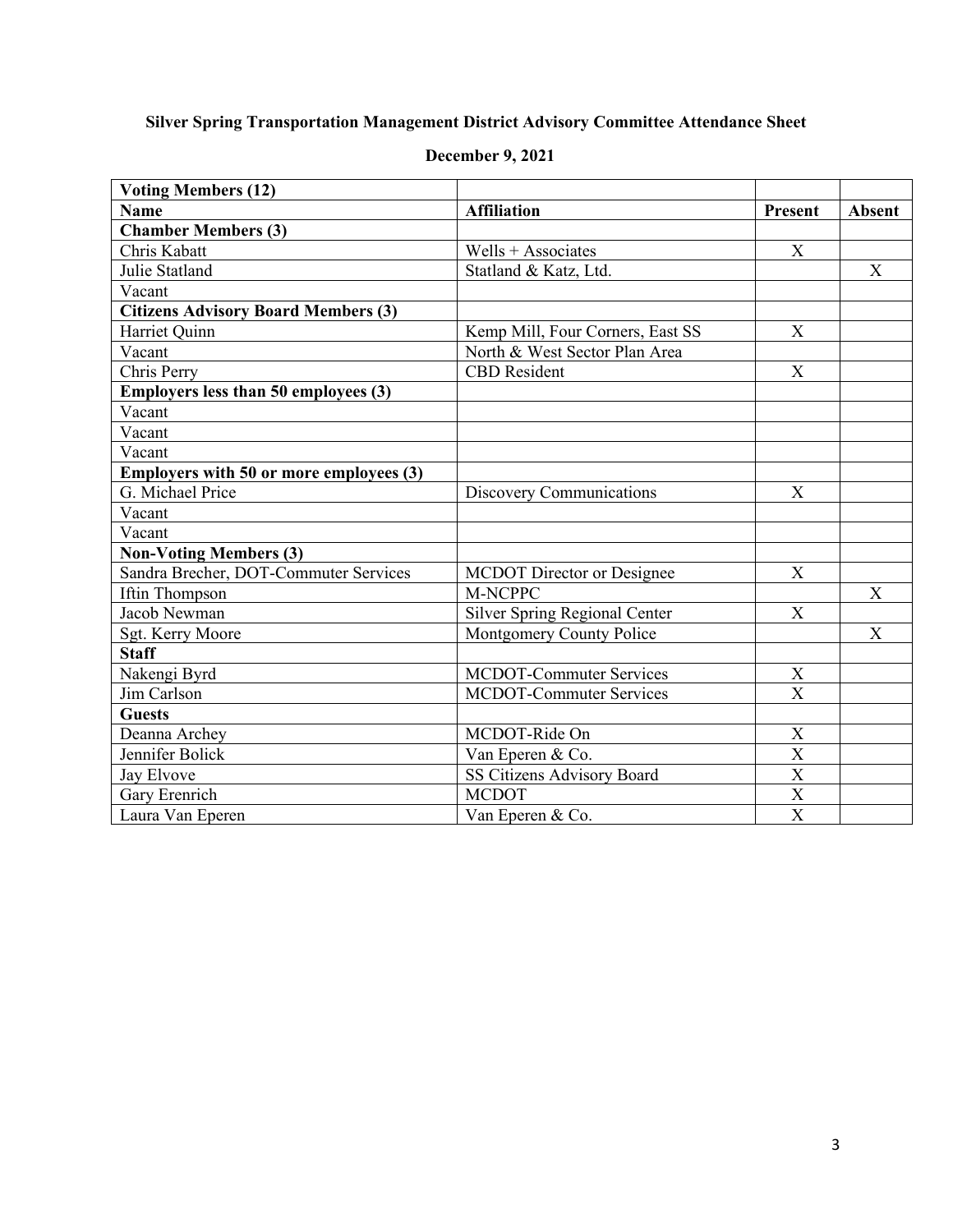**Silver Spring Transportation Management District Advisory Committee Attendance Sheet**

**December 9, 2021**

| **Voting Members (12)** | | | |
|---|---|---|---|
| **Name** | **Affiliation** | **Present** | **Absent** |
| **Chamber Members (3)** | | | |
| Chris Kabatt | Wells + Associates | X | |
| Julie Statland | Statland & Katz, Ltd. | | X |
| Vacant | | | |
| **Citizens Advisory Board Members (3)** | | | |
| Harriet Quinn | Kemp Mill, Four Corners, East SS | X | |
| Vacant | North & West Sector Plan Area | | |
| Chris Perry | CBD Resident | X | |
| **Employers less than 50 employees (3)** | | | |
| Vacant | | | |
| Vacant | | | |
| Vacant | | | |
| **Employers with 50 or more employees (3)** | | | |
| G. Michael Price | Discovery Communications | X | |
| Vacant | | | |
| Vacant | | | |
| **Non-Voting Members (3)** | | | |
| Sandra Brecher, DOT-Commuter Services | MCDOT Director or Designee | X | |
| Iftin Thompson | M-NCPPC | | X |
| Jacob Newman | Silver Spring Regional Center | X | |
| Sgt. Kerry Moore | Montgomery County Police | | X |
| **Staff** | | | |
| Nakengi Byrd | MCDOT-Commuter Services | X | |
| Jim Carlson | MCDOT-Commuter Services | X | |
| **Guests** | | | |
| Deanna Archey | MCDOT-Ride On | X | |
| Jennifer Bolick | Van Eperen & Co. | X | |
| Jay Elvove | SS Citizens Advisory Board | X | |
| Gary Erenrich | MCDOT | X | |
| Laura Van Eperen | Van Eperen & Co. | X | |